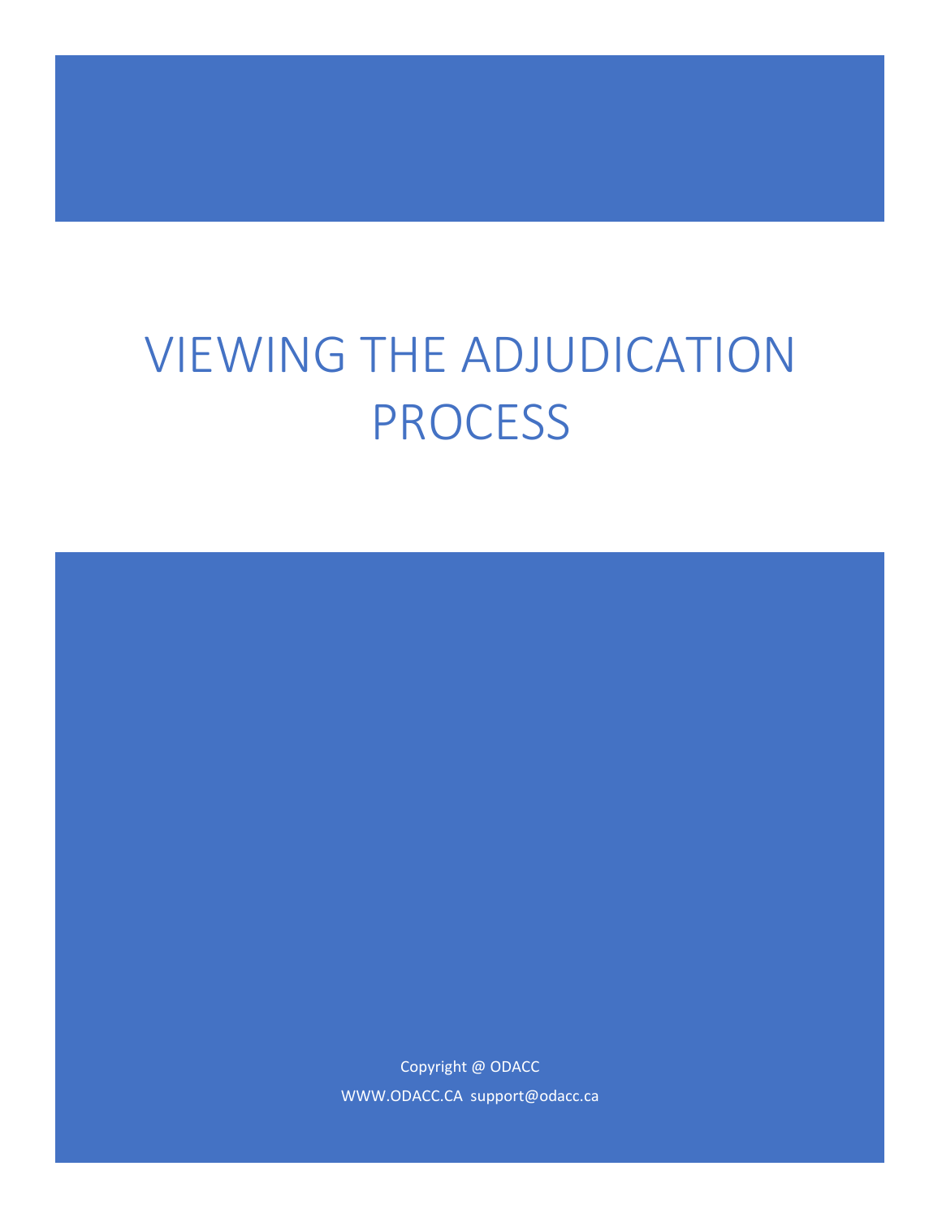# VIEWING THE ADJUDICATION PROCESS

Copyright @ ODACC

WWW.ODACC.CA support@odacc.ca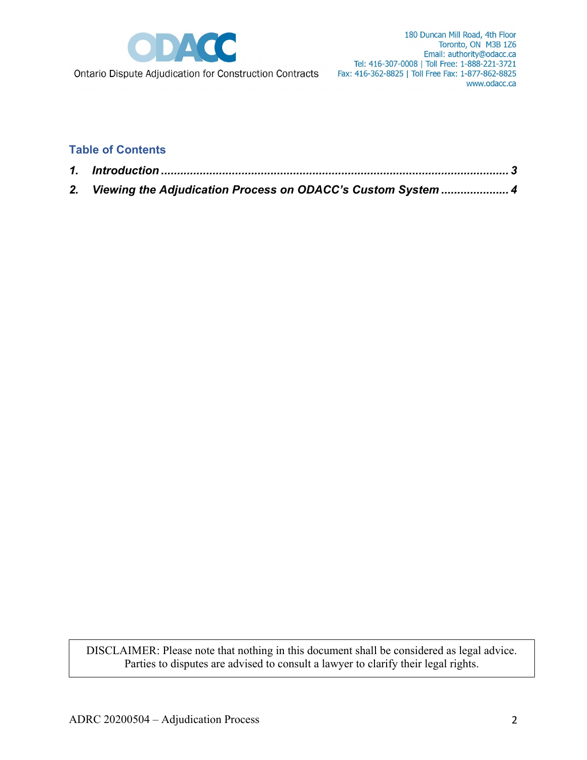## Table of Contents

1. ***Introduction*** ........................................................................................... 3
2. ***Viewing the Adjudication Process on ODACC's Custom System*** ..................... 4

DISCLAIMER: Please note that nothing in this document shall be considered as legal advice. Parties to disputes are advised to consult a lawyer to clarify their legal rights.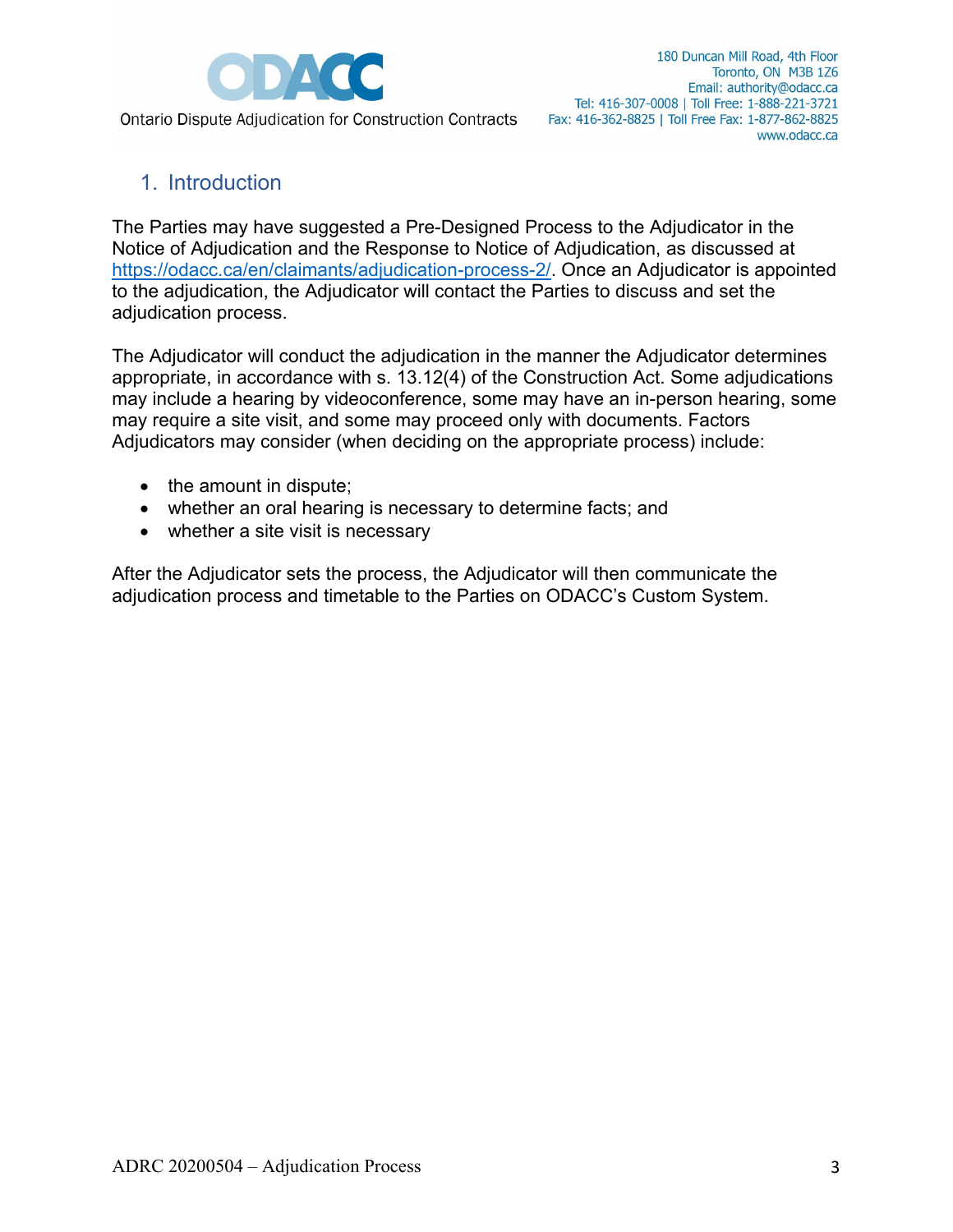## 1. Introduction

The Parties may have suggested a Pre-Designed Process to the Adjudicator in the Notice of Adjudication and the Response to Notice of Adjudication, as discussed at https://odacc.ca/en/claimants/adjudication-process-2/. Once an Adjudicator is appointed to the adjudication, the Adjudicator will contact the Parties to discuss and set the adjudication process.

The Adjudicator will conduct the adjudication in the manner the Adjudicator determines appropriate, in accordance with s. 13.12(4) of the Construction Act. Some adjudications may include a hearing by videoconference, some may have an in-person hearing, some may require a site visit, and some may proceed only with documents. Factors Adjudicators may consider (when deciding on the appropriate process) include:

- the amount in dispute;
- whether an oral hearing is necessary to determine facts; and
- whether a site visit is necessary

After the Adjudicator sets the process, the Adjudicator will then communicate the adjudication process and timetable to the Parties on ODACC's Custom System.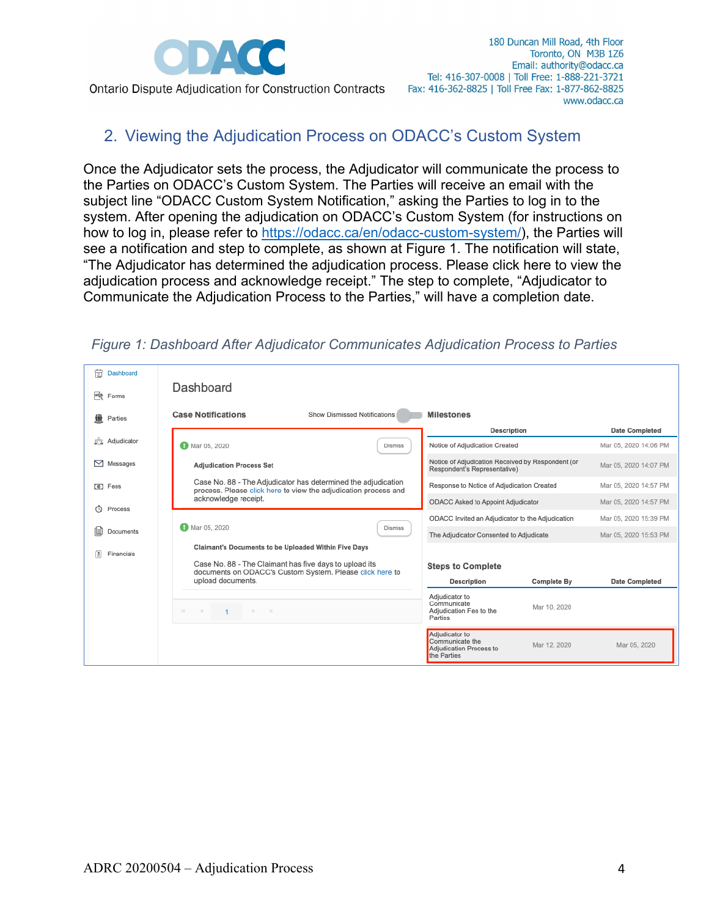## 2. Viewing the Adjudication Process on ODACC's Custom System

Once the Adjudicator sets the process, the Adjudicator will communicate the process to the Parties on ODACC's Custom System. The Parties will receive an email with the subject line "ODACC Custom System Notification," asking the Parties to log in to the system. After opening the adjudication on ODACC's Custom System (for instructions on how to log in, please refer to https://odacc.ca/en/odacc-custom-system/), the Parties will see a notification and step to complete, as shown at Figure 1. The notification will state, "The Adjudicator has determined the adjudication process. Please click here to view the adjudication process and acknowledge receipt." The step to complete, "Adjudicator to Communicate the Adjudication Process to the Parties," will have a completion date.

*Figure 1: Dashboard After Adjudicator Communicates Adjudication Process to Parties*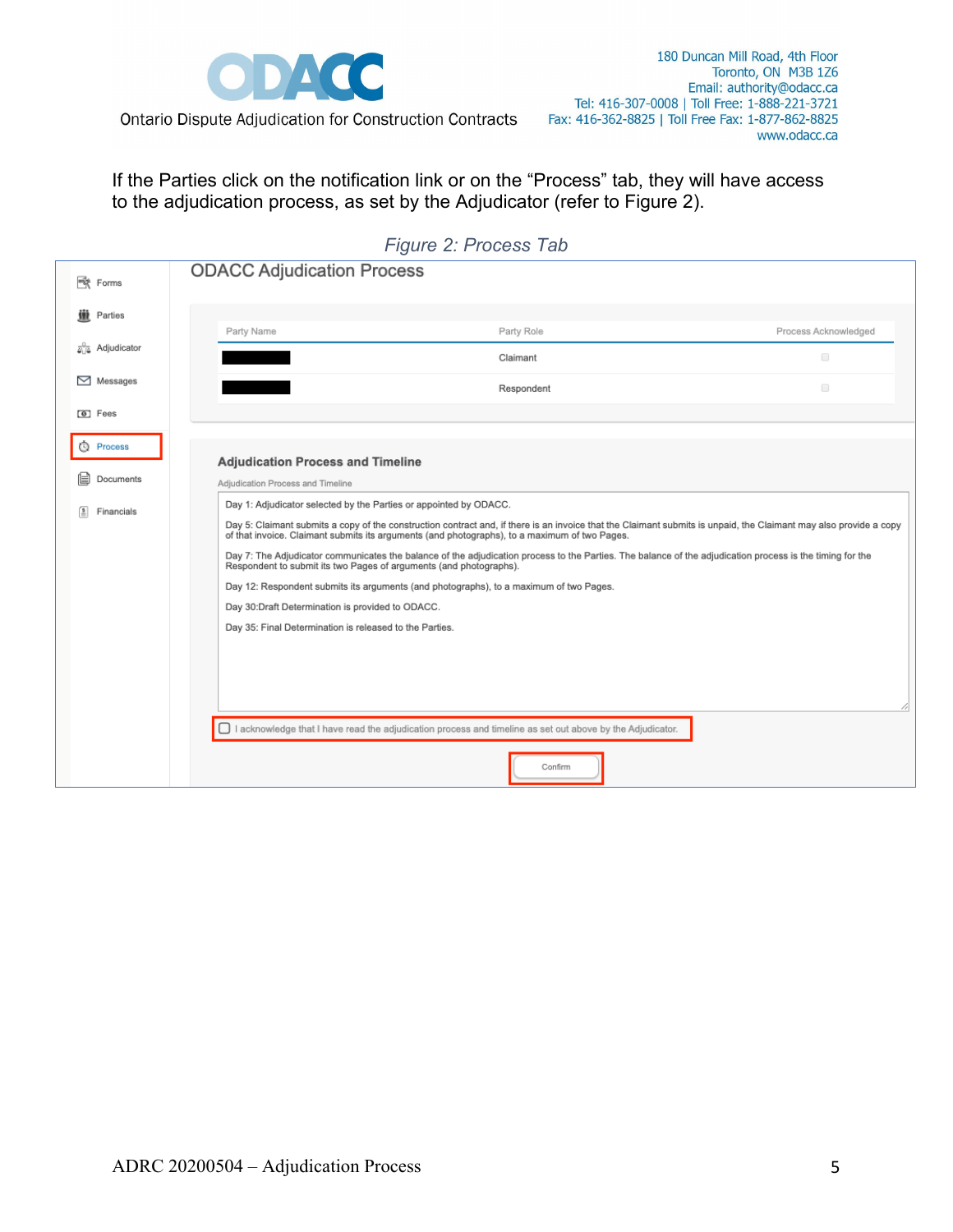If the Parties click on the notification link or on the "Process" tab, they will have access to the adjudication process, as set by the Adjudicator (refer to Figure 2).

*Figure 2: Process Tab*

Forms
Parties
Adjudicator
Messages
Fees
Process
Documents
Financials

## ODACC Adjudication Process

| Party Name | Party Role | Process Acknowledged |
| --- | --- | --- |
| ███████ | Claimant | ☐ |
| ███████ | Respondent | ☐ |

### Adjudication Process and Timeline

Adjudication Process and Timeline

Day 1: Adjudicator selected by the Parties or appointed by ODACC.

Day 5: Claimant submits a copy of the construction contract and, if there is an invoice that the Claimant submits is unpaid, the Claimant may also provide a copy of that invoice. Claimant submits its arguments (and photographs), to a maximum of two Pages.

Day 7: The Adjudicator communicates the balance of the adjudication process to the Parties. The balance of the adjudication process is the timing for the Respondent to submit its two Pages of arguments (and photographs).

Day 12: Respondent submits its arguments (and photographs), to a maximum of two Pages.

Day 30:Draft Determination is provided to ODACC.

Day 35: Final Determination is released to the Parties.

☐ I acknowledge that I have read the adjudication process and timeline as set out above by the Adjudicator.

Confirm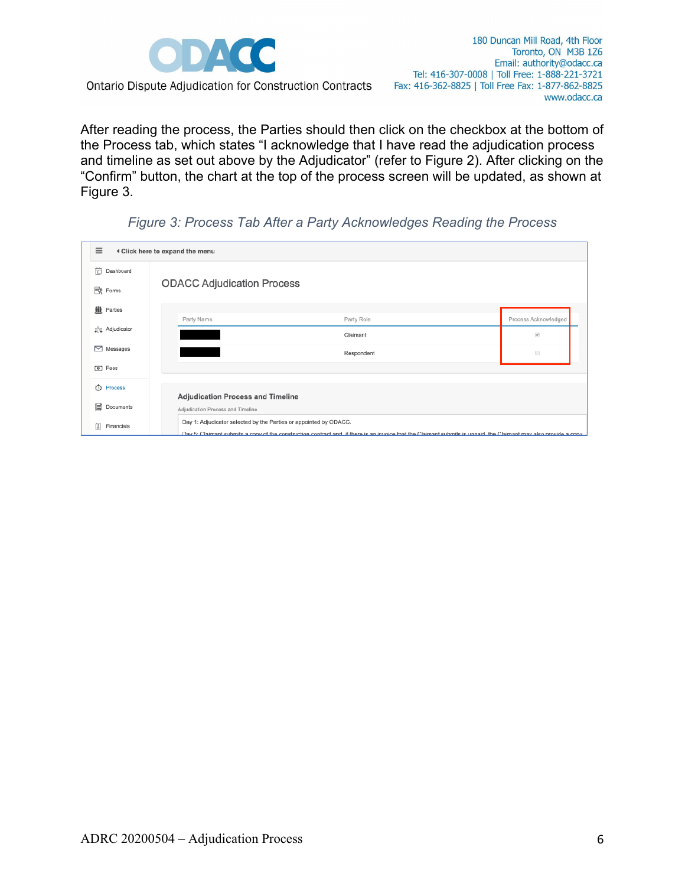After reading the process, the Parties should then click on the checkbox at the bottom of the Process tab, which states “I acknowledge that I have read the adjudication process and timeline as set out above by the Adjudicator” (refer to Figure 2). After clicking on the “Confirm” button, the chart at the top of the process screen will be updated, as shown at Figure 3.

*Figure 3: Process Tab After a Party Acknowledges Reading the Process*